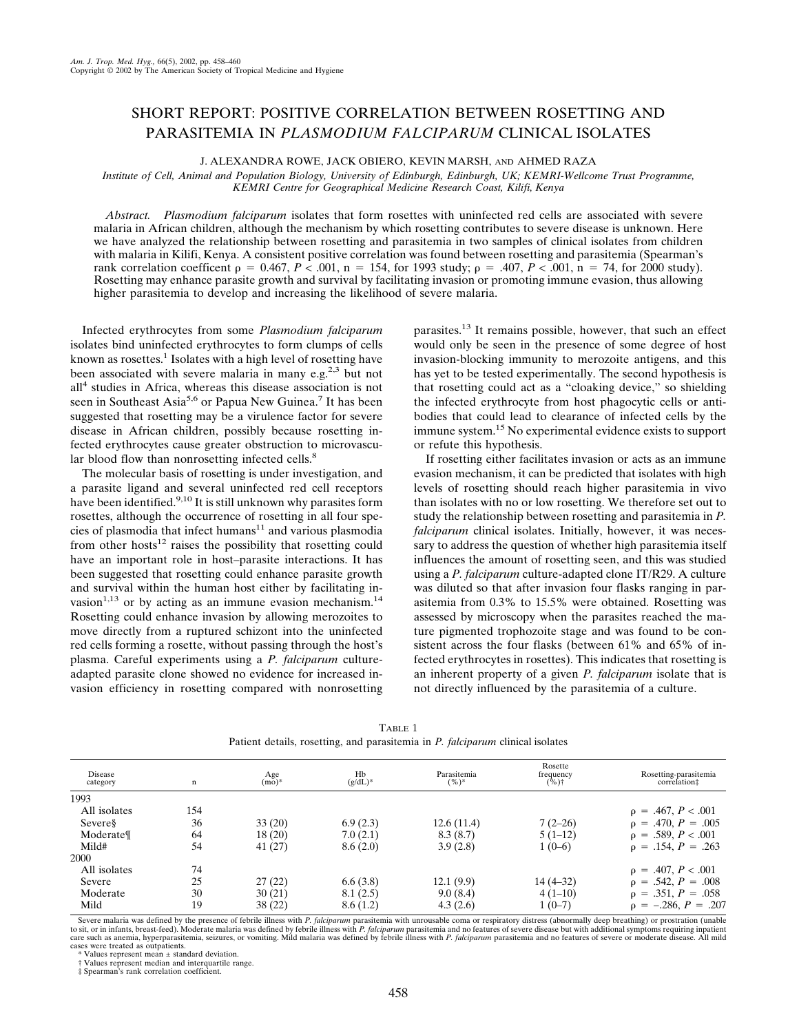# SHORT REPORT: POSITIVE CORRELATION BETWEEN ROSETTING AND PARASITEMIA IN *PLASMODIUM FALCIPARUM* CLINICAL ISOLATES

J. ALEXANDRA ROWE, JACK OBIERO, KEVIN MARSH, AND AHMED RAZA

*Institute of Cell, Animal and Population Biology, University of Edinburgh, Edinburgh, UK; KEMRI-Wellcome Trust Programme, KEMRI Centre for Geographical Medicine Research Coast, Kilifi, Kenya*

*Abstract.* *Plasmodium falciparum* isolates that form rosettes with uninfected red cells are associated with severe malaria in African children, although the mechanism by which rosetting contributes to severe disease is unknown. Here we have analyzed the relationship between rosetting and parasitemia in two samples of clinical isolates from children with malaria in Kilifi, Kenya. A consistent positive correlation was found between rosetting and parasitemia (Spearman's rank correlation coefficient $\rho = 0.467$, $P < .001$, n = 154, for 1993 study; $\rho = .407$, $P < .001$, n = 74, for 2000 study). Rosetting may enhance parasite growth and survival by facilitating invasion or promoting immune evasion, thus allowing higher parasitemia to develop and increasing the likelihood of severe malaria.

Infected erythrocytes from some *Plasmodium falciparum* isolates bind uninfected erythrocytes to form clumps of cells known as rosettes.[1] Isolates with a high level of rosetting have been associated with severe malaria in many e.g.[2,3] but not all[4] studies in Africa, whereas this disease association is not seen in Southeast Asia[5,6] or Papua New Guinea.[7] It has been suggested that rosetting may be a virulence factor for severe disease in African children, possibly because rosetting infected erythrocytes cause greater obstruction to microvascular blood flow than nonrosetting infected cells.[8]

The molecular basis of rosetting is under investigation, and a parasite ligand and several uninfected red cell receptors have been identified.[9,10] It is still unknown why parasites form rosettes, although the occurrence of rosetting in all four species of plasmodia that infect humans[11] and various plasmodia from other hosts[12] raises the possibility that rosetting could have an important role in host–parasite interactions. It has been suggested that rosetting could enhance parasite growth and survival within the human host either by facilitating invasion[1,13] or by acting as an immune evasion mechanism.[14] Rosetting could enhance invasion by allowing merozoites to move directly from a ruptured schizont into the uninfected red cells forming a rosette, without passing through the host's plasma. Careful experiments using a *P. falciparum* culture-adapted parasite clone showed no evidence for increased invasion efficiency in rosetting compared with nonrosetting parasites.[13] It remains possible, however, that such an effect would only be seen in the presence of some degree of host invasion-blocking immunity to merozoite antigens, and this has yet to be tested experimentally. The second hypothesis is that rosetting could act as a "cloaking device," so shielding the infected erythrocyte from host phagocytic cells or antibodies that could lead to clearance of infected cells by the immune system.[15] No experimental evidence exists to support or refute this hypothesis.

If rosetting either facilitates invasion or acts as an immune evasion mechanism, it can be predicted that isolates with high levels of rosetting should reach higher parasitemia in vivo than isolates with no or low rosetting. We therefore set out to study the relationship between rosetting and parasitemia in *P. falciparum* clinical isolates. Initially, however, it was necessary to address the question of whether high parasitemia itself influences the amount of rosetting seen, and this was studied using a *P. falciparum* culture-adapted clone IT/R29. A culture was diluted so that after invasion four flasks ranging in parasitemia from 0.3% to 15.5% were obtained. Rosetting was assessed by microscopy when the parasites reached the mature pigmented trophozoite stage and was found to be consistent across the four flasks (between 61% and 65% of infected erythrocytes in rosettes). This indicates that rosetting is an inherent property of a given *P. falciparum* isolate that is not directly influenced by the parasitemia of a culture.

TABLE 1
Patient details, rosetting, and parasitemia in *P. falciparum* clinical isolates

| Disease category | n | Age (mo)* | Hb (g/dL)* | Parasitemia (%)* | Rosette frequency (%)† | Rosetting-parasitemia correlation‡ |
|---|---|---|---|---|---|---|
| 1993 | | | | | | |
| All isolates | 154 | | | | | $\rho = .467$, $P < .001$ |
| Severe§ | 36 | 33 (20) | 6.9 (2.3) | 12.6 (11.4) | 7 (2–26) | $\rho = .470$, $P = .005$ |
| Moderate¶ | 64 | 18 (20) | 7.0 (2.1) | 8.3 (8.7) | 5 (1–12) | $\rho = .589$, $P < .001$ |
| Mild# | 54 | 41 (27) | 8.6 (2.0) | 3.9 (2.8) | 1 (0–6) | $\rho = .154$, $P = .263$ |
| 2000 | | | | | | |
| All isolates | 74 | | | | | $\rho = .407$, $P < .001$ |
| Severe | 25 | 27 (22) | 6.6 (3.8) | 12.1 (9.9) | 14 (4–32) | $\rho = .542$, $P = .008$ |
| Moderate | 30 | 30 (21) | 8.1 (2.5) | 9.0 (8.4) | 4 (1–10) | $\rho = .351$, $P = .058$ |
| Mild | 19 | 38 (22) | 8.6 (1.2) | 4.3 (2.6) | 1 (0–7) | $\rho = -.286$, $P = .207$ |

Severe malaria was defined by the presence of febrile illness with *P. falciparum* parasitemia with unrousable coma or respiratory distress (abnormally deep breathing) or prostration (unable to sit, or in infants, breast-feed). Moderate malaria was defined by febrile illness with *P. falciparum* parasitemia and no features of severe disease but with additional symptoms requiring inpatient care such as anemia, hyperparasitemia, seizures, or vomiting. Mild malaria was defined by febrile illness with *P. falciparum* parasitemia and no features of severe or moderate disease. All mild cases were treated as outpatients.

\* Values represent mean ± standard deviation.

† Values represent median and interquartile range.

‡ Spearman's rank correlation coefficient.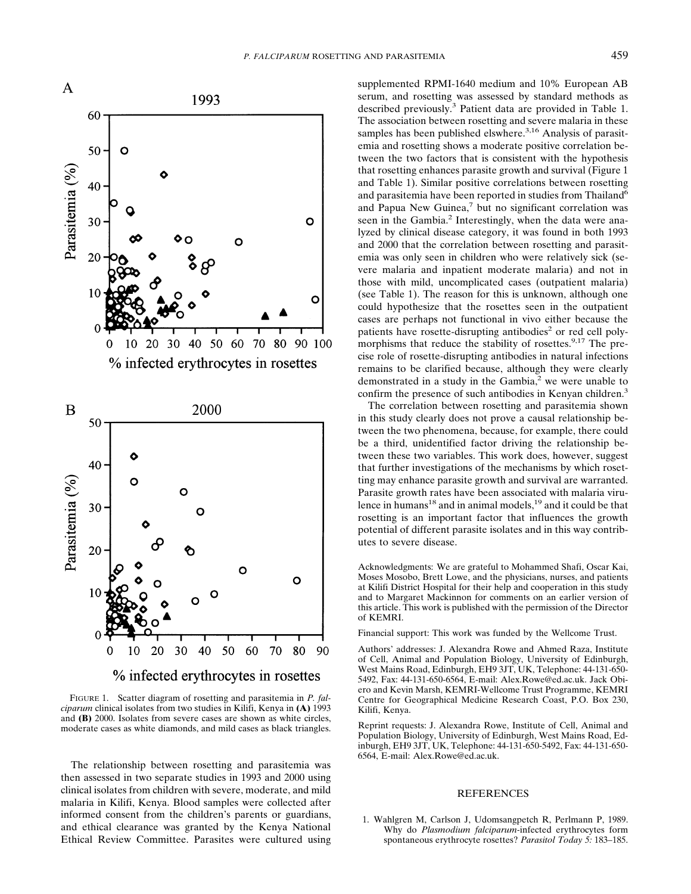FIGURE 1. Scatter diagram of rosetting and parasitemia in *P. falciparum* clinical isolates from two studies in Kilifi, Kenya in **(A)** 1993 and **(B)** 2000. Isolates from severe cases are shown as white circles, moderate cases as white diamonds, and mild cases as black triangles.

The relationship between rosetting and parasitemia was then assessed in two separate studies in 1993 and 2000 using clinical isolates from children with severe, moderate, and mild malaria in Kilifi, Kenya. Blood samples were collected after informed consent from the children's parents or guardians, and ethical clearance was granted by the Kenya National Ethical Review Committee. Parasites were cultured using supplemented RPMI-1640 medium and 10% European AB serum, and rosetting was assessed by standard methods as described previously.[3] Patient data are provided in Table 1. The association between rosetting and severe malaria in these samples has been published elswhere.[3,16] Analysis of parasitemia and rosetting shows a moderate positive correlation between the two factors that is consistent with the hypothesis that rosetting enhances parasite growth and survival (Figure 1 and Table 1). Similar positive correlations between rosetting and parasitemia have been reported in studies from Thailand[6] and Papua New Guinea,[7] but no significant correlation was seen in the Gambia.[2] Interestingly, when the data were analyzed by clinical disease category, it was found in both 1993 and 2000 that the correlation between rosetting and parasitemia was only seen in children who were relatively sick (severe malaria and inpatient moderate malaria) and not in those with mild, uncomplicated cases (outpatient malaria) (see Table 1). The reason for this is unknown, although one could hypothesize that the rosettes seen in the outpatient cases are perhaps not functional in vivo either because the patients have rosette-disrupting antibodies[2] or red cell polymorphisms that reduce the stability of rosettes.[9,17] The precise role of rosette-disrupting antibodies in natural infections remains to be clarified because, although they were clearly demonstrated in a study in the Gambia,[2] we were unable to confirm the presence of such antibodies in Kenyan children.[3]

The correlation between rosetting and parasitemia shown in this study clearly does not prove a causal relationship between the two phenomena, because, for example, there could be a third, unidentified factor driving the relationship between these two variables. This work does, however, suggest that further investigations of the mechanisms by which rosetting may enhance parasite growth and survival are warranted. Parasite growth rates have been associated with malaria virulence in humans[18] and in animal models,[19] and it could be that rosetting is an important factor that influences the growth potential of different parasite isolates and in this way contributes to severe disease.

Acknowledgments: We are grateful to Mohammed Shafi, Oscar Kai, Moses Mosobo, Brett Lowe, and the physicians, nurses, and patients at Kilifi District Hospital for their help and cooperation in this study and to Margaret Mackinnon for comments on an earlier version of this article. This work is published with the permission of the Director of KEMRI.

Financial support: This work was funded by the Wellcome Trust.

Authors' addresses: J. Alexandra Rowe and Ahmed Raza, Institute of Cell, Animal and Population Biology, University of Edinburgh, West Mains Road, Edinburgh, EH9 3JT, UK, Telephone: 44-131-650-5492, Fax: 44-131-650-6564, E-mail: Alex.Rowe@ed.ac.uk. Jack Obiero and Kevin Marsh, KEMRI-Wellcome Trust Programme, KEMRI Centre for Geographical Medicine Research Coast, P.O. Box 230, Kilifi, Kenya.

Reprint requests: J. Alexandra Rowe, Institute of Cell, Animal and Population Biology, University of Edinburgh, West Mains Road, Edinburgh, EH9 3JT, UK, Telephone: 44-131-650-5492, Fax: 44-131-650-6564, E-mail: Alex.Rowe@ed.ac.uk.

## REFERENCES

1. Wahlgren M, Carlson J, Udomsangpetch R, Perlmann P, 1989. Why do *Plasmodium falciparum*-infected erythrocytes form spontaneous erythrocyte rosettes? *Parasitol Today 5:* 183–185.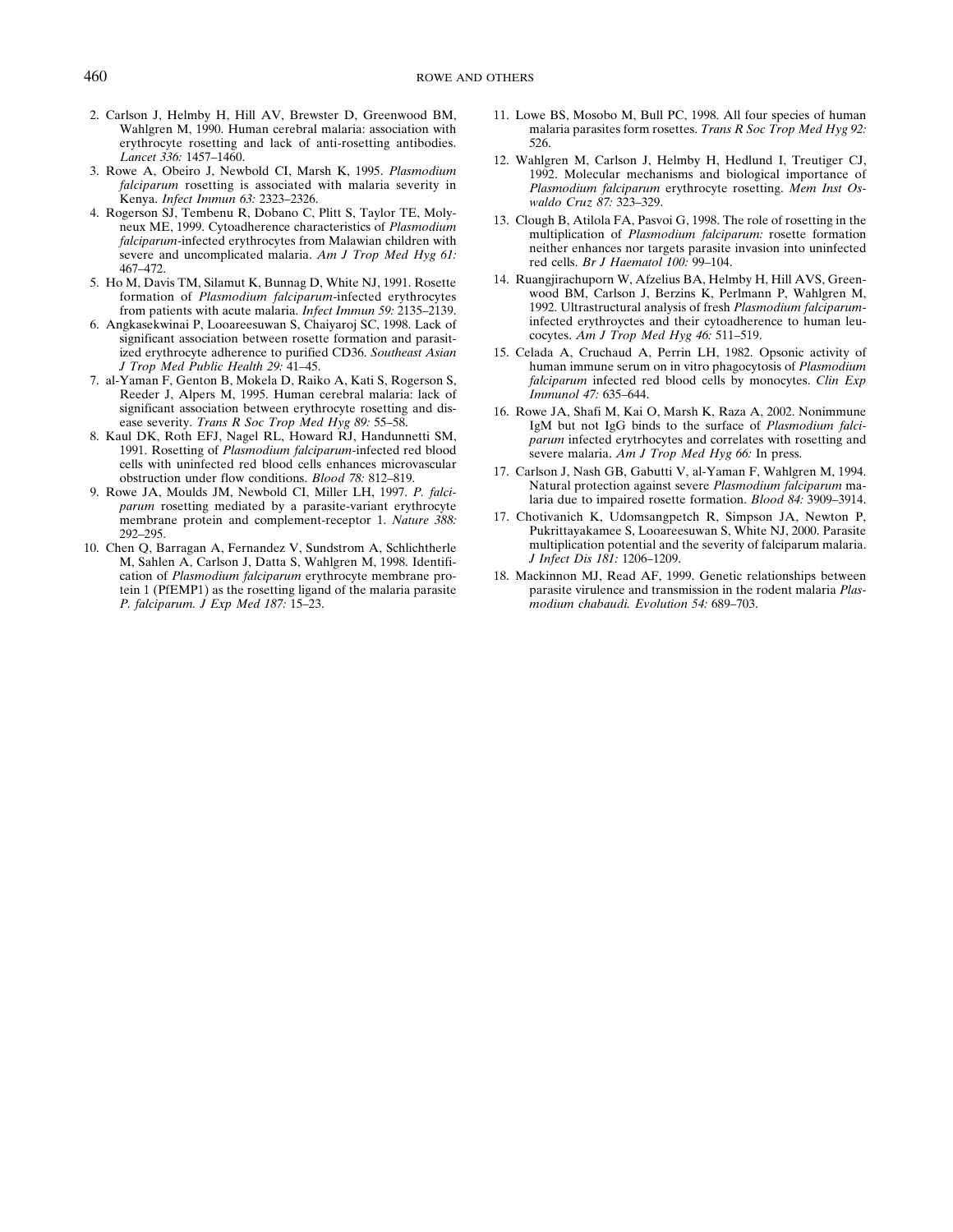2. Carlson J, Helmby H, Hill AV, Brewster D, Greenwood BM, Wahlgren M, 1990. Human cerebral malaria: association with erythrocyte rosetting and lack of anti-rosetting antibodies. *Lancet 336:* 1457–1460.
3. Rowe A, Obeiro J, Newbold CI, Marsh K, 1995. *Plasmodium falciparum* rosetting is associated with malaria severity in Kenya. *Infect Immun 63:* 2323–2326.
4. Rogerson SJ, Tembenu R, Dobano C, Plitt S, Taylor TE, Molyneux ME, 1999. Cytoadherence characteristics of *Plasmodium falciparum*-infected erythrocytes from Malawian children with severe and uncomplicated malaria. *Am J Trop Med Hyg 61:* 467–472.
5. Ho M, Davis TM, Silamut K, Bunnag D, White NJ, 1991. Rosette formation of *Plasmodium falciparum*-infected erythrocytes from patients with acute malaria. *Infect Immun 59:* 2135–2139.
6. Angkasekwinai P, Looareesuwan S, Chaiyaroj SC, 1998. Lack of significant association between rosette formation and parasitized erythrocyte adherence to purified CD36. *Southeast Asian J Trop Med Public Health 29:* 41–45.
7. al-Yaman F, Genton B, Mokela D, Raiko A, Kati S, Rogerson S, Reeder J, Alpers M, 1995. Human cerebral malaria: lack of significant association between erythrocyte rosetting and disease severity. *Trans R Soc Trop Med Hyg 89:* 55–58.
8. Kaul DK, Roth EFJ, Nagel RL, Howard RJ, Handunnetti SM, 1991. Rosetting of *Plasmodium falciparum*-infected red blood cells with uninfected red blood cells enhances microvascular obstruction under flow conditions. *Blood 78:* 812–819.
9. Rowe JA, Moulds JM, Newbold CI, Miller LH, 1997. *P. falciparum* rosetting mediated by a parasite-variant erythrocyte membrane protein and complement-receptor 1. *Nature 388:* 292–295.
10. Chen Q, Barragan A, Fernandez V, Sundstrom A, Schlichtherle M, Sahlen A, Carlson J, Datta S, Wahlgren M, 1998. Identification of *Plasmodium falciparum* erythrocyte membrane protein 1 (PfEMP1) as the rosetting ligand of the malaria parasite *P. falciparum. J Exp Med 187:* 15–23.
11. Lowe BS, Mosobo M, Bull PC, 1998. All four species of human malaria parasites form rosettes. *Trans R Soc Trop Med Hyg 92:* 526.
12. Wahlgren M, Carlson J, Helmby H, Hedlund I, Treutiger CJ, 1992. Molecular mechanisms and biological importance of *Plasmodium falciparum* erythrocyte rosetting. *Mem Inst Oswaldo Cruz 87:* 323–329.
13. Clough B, Atilola FA, Pasvoi G, 1998. The role of rosetting in the multiplication of *Plasmodium falciparum:* rosette formation neither enhances nor targets parasite invasion into uninfected red cells. *Br J Haematol 100:* 99–104.
14. Ruangjirachuporn W, Afzelius BA, Helmby H, Hill AVS, Greenwood BM, Carlson J, Berzins K, Perlmann P, Wahlgren M, 1992. Ultrastructural analysis of fresh *Plasmodium falciparum*-infected erythroyctes and their cytoadherence to human leucocytes. *Am J Trop Med Hyg 46:* 511–519.
15. Celada A, Cruchaud A, Perrin LH, 1982. Opsonic activity of human immune serum on in vitro phagocytosis of *Plasmodium falciparum* infected red blood cells by monocytes. *Clin Exp Immunol 47:* 635–644.
16. Rowe JA, Shafi M, Kai O, Marsh K, Raza A, 2002. Nonimmune IgM but not IgG binds to the surface of *Plasmodium falciparum* infected erytrhocytes and correlates with rosetting and severe malaria. *Am J Trop Med Hyg 66:* In press.
17. Carlson J, Nash GB, Gabutti V, al-Yaman F, Wahlgren M, 1994. Natural protection against severe *Plasmodium falciparum* malaria due to impaired rosette formation. *Blood 84:* 3909–3914.
17. Chotivanich K, Udomsangpetch R, Simpson JA, Newton P, Pukrittayakamee S, Looareesuwan S, White NJ, 2000. Parasite multiplication potential and the severity of falciparum malaria. *J Infect Dis 181:* 1206–1209.
18. Mackinnon MJ, Read AF, 1999. Genetic relationships between parasite virulence and transmission in the rodent malaria *Plasmodium chabaudi. Evolution 54:* 689–703.